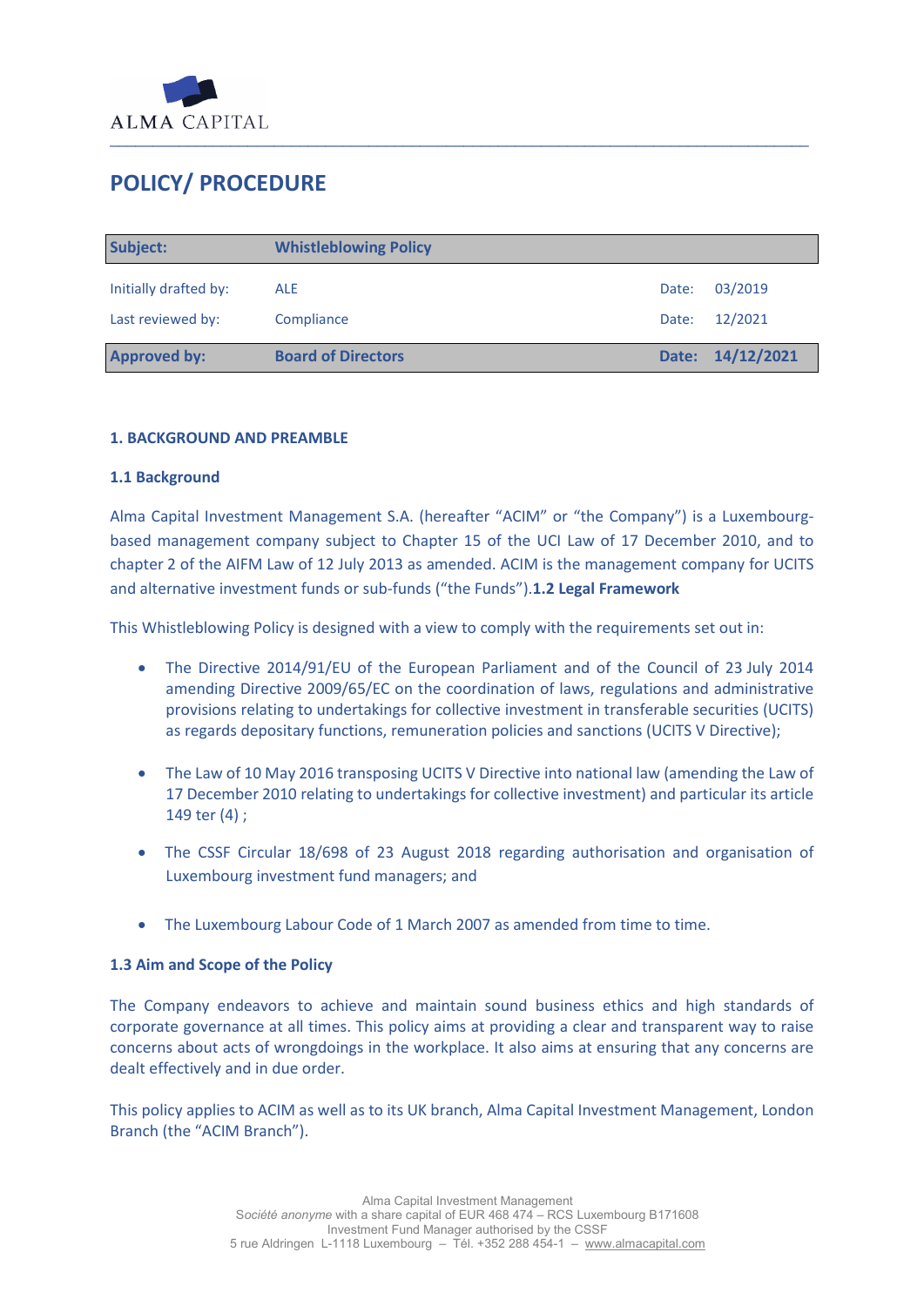ALMA CAPITAL

# POLICY/ PROCEDURE

| **Subject:** | **Whistleblowing Policy** | | |
|---|---|---|---|
| Initially drafted by: | ALE | Date: | 03/2019 |
| Last reviewed by: | Compliance | Date: | 12/2021 |
| **Approved by:** | **Board of Directors** | **Date:** | **14/12/2021** |

## 1. BACKGROUND AND PREAMBLE

### 1.1 Background

Alma Capital Investment Management S.A. (hereafter "ACIM" or "the Company") is a Luxembourg-based management company subject to Chapter 15 of the UCI Law of 17 December 2010, and to chapter 2 of the AIFM Law of 12 July 2013 as amended. ACIM is the management company for UCITS and alternative investment funds or sub-funds ("the Funds").

### 1.2 Legal Framework

This Whistleblowing Policy is designed with a view to comply with the requirements set out in:

- The Directive 2014/91/EU of the European Parliament and of the Council of 23 July 2014 amending Directive 2009/65/EC on the coordination of laws, regulations and administrative provisions relating to undertakings for collective investment in transferable securities (UCITS) as regards depositary functions, remuneration policies and sanctions (UCITS V Directive);
- The Law of 10 May 2016 transposing UCITS V Directive into national law (amending the Law of 17 December 2010 relating to undertakings for collective investment) and particular its article 149 ter (4) ;
- The CSSF Circular 18/698 of 23 August 2018 regarding authorisation and organisation of Luxembourg investment fund managers; and
- The Luxembourg Labour Code of 1 March 2007 as amended from time to time.

### 1.3 Aim and Scope of the Policy

The Company endeavors to achieve and maintain sound business ethics and high standards of corporate governance at all times. This policy aims at providing a clear and transparent way to raise concerns about acts of wrongdoings in the workplace. It also aims at ensuring that any concerns are dealt effectively and in due order.

This policy applies to ACIM as well as to its UK branch, Alma Capital Investment Management, London Branch (the "ACIM Branch").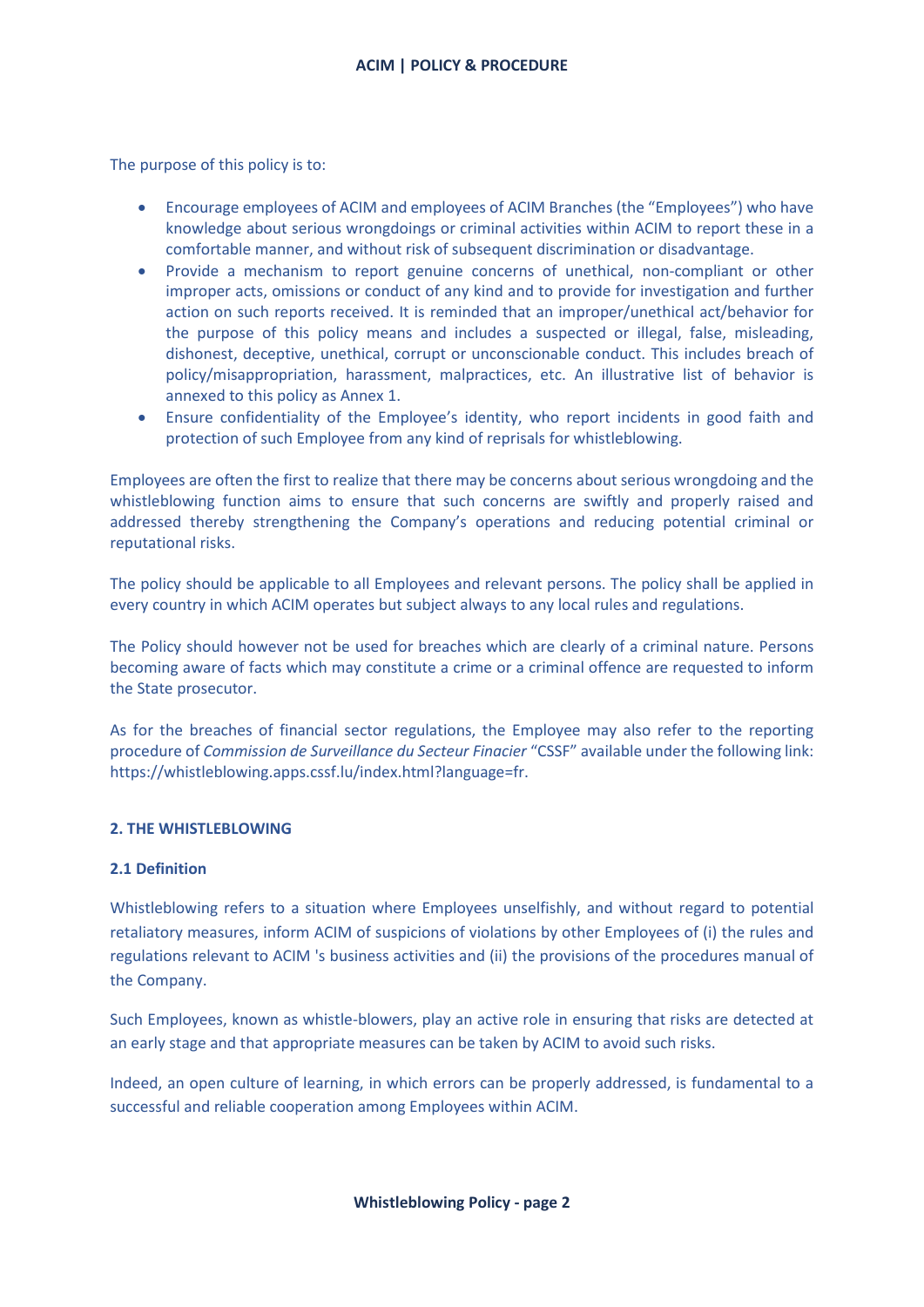The purpose of this policy is to:

- Encourage employees of ACIM and employees of ACIM Branches (the "Employees") who have knowledge about serious wrongdoings or criminal activities within ACIM to report these in a comfortable manner, and without risk of subsequent discrimination or disadvantage.
- Provide a mechanism to report genuine concerns of unethical, non-compliant or other improper acts, omissions or conduct of any kind and to provide for investigation and further action on such reports received. It is reminded that an improper/unethical act/behavior for the purpose of this policy means and includes a suspected or illegal, false, misleading, dishonest, deceptive, unethical, corrupt or unconscionable conduct. This includes breach of policy/misappropriation, harassment, malpractices, etc. An illustrative list of behavior is annexed to this policy as Annex 1.
- Ensure confidentiality of the Employee's identity, who report incidents in good faith and protection of such Employee from any kind of reprisals for whistleblowing.

Employees are often the first to realize that there may be concerns about serious wrongdoing and the whistleblowing function aims to ensure that such concerns are swiftly and properly raised and addressed thereby strengthening the Company's operations and reducing potential criminal or reputational risks.

The policy should be applicable to all Employees and relevant persons. The policy shall be applied in every country in which ACIM operates but subject always to any local rules and regulations.

The Policy should however not be used for breaches which are clearly of a criminal nature. Persons becoming aware of facts which may constitute a crime or a criminal offence are requested to inform the State prosecutor.

As for the breaches of financial sector regulations, the Employee may also refer to the reporting procedure of *Commission de Surveillance du Secteur Finacier* "CSSF" available under the following link: https://whistleblowing.apps.cssf.lu/index.html?language=fr.

## 2. THE WHISTLEBLOWING

### 2.1 Definition

Whistleblowing refers to a situation where Employees unselfishly, and without regard to potential retaliatory measures, inform ACIM of suspicions of violations by other Employees of (i) the rules and regulations relevant to ACIM 's business activities and (ii) the provisions of the procedures manual of the Company.

Such Employees, known as whistle-blowers, play an active role in ensuring that risks are detected at an early stage and that appropriate measures can be taken by ACIM to avoid such risks.

Indeed, an open culture of learning, in which errors can be properly addressed, is fundamental to a successful and reliable cooperation among Employees within ACIM.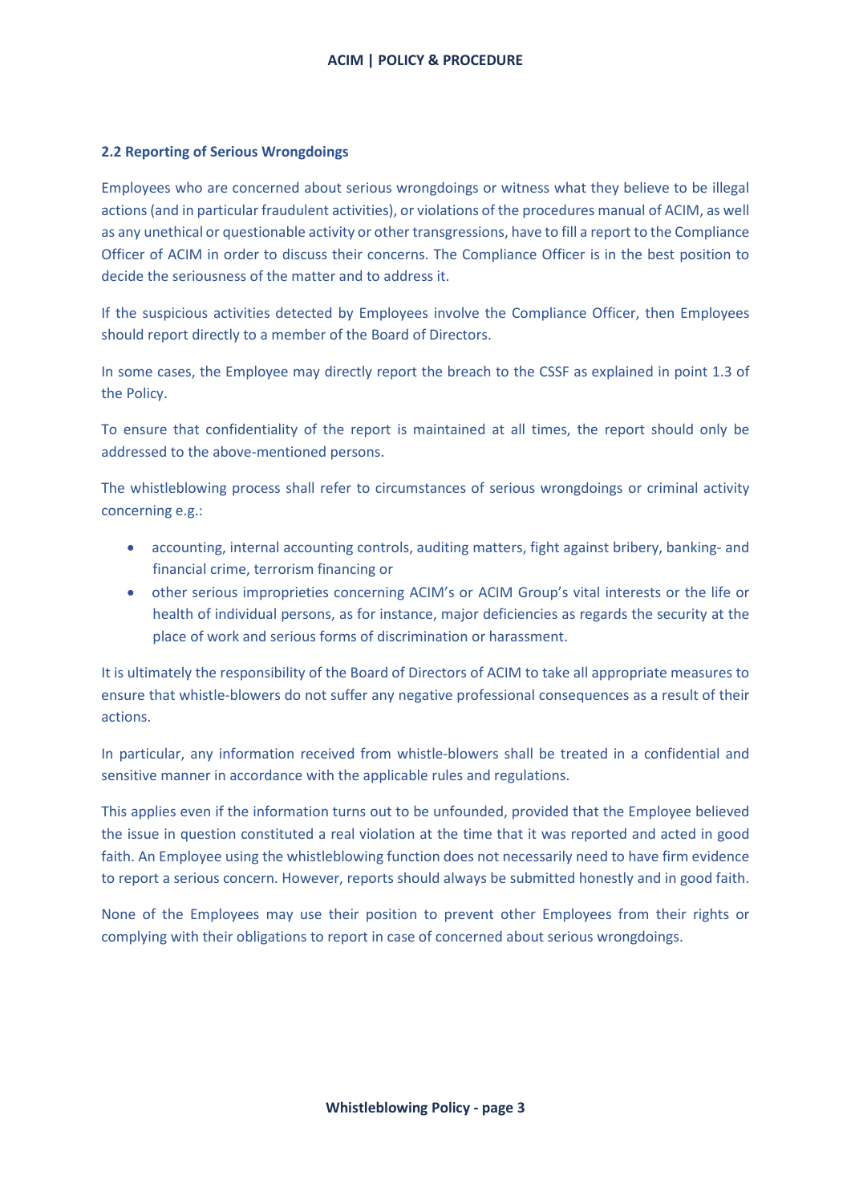### 2.2 Reporting of Serious Wrongdoings

Employees who are concerned about serious wrongdoings or witness what they believe to be illegal actions (and in particular fraudulent activities), or violations of the procedures manual of ACIM, as well as any unethical or questionable activity or other transgressions, have to fill a report to the Compliance Officer of ACIM in order to discuss their concerns. The Compliance Officer is in the best position to decide the seriousness of the matter and to address it.

If the suspicious activities detected by Employees involve the Compliance Officer, then Employees should report directly to a member of the Board of Directors.

In some cases, the Employee may directly report the breach to the CSSF as explained in point 1.3 of the Policy.

To ensure that confidentiality of the report is maintained at all times, the report should only be addressed to the above-mentioned persons.

The whistleblowing process shall refer to circumstances of serious wrongdoings or criminal activity concerning e.g.:

- accounting, internal accounting controls, auditing matters, fight against bribery, banking- and financial crime, terrorism financing or
- other serious improprieties concerning ACIM's or ACIM Group's vital interests or the life or health of individual persons, as for instance, major deficiencies as regards the security at the place of work and serious forms of discrimination or harassment.

It is ultimately the responsibility of the Board of Directors of ACIM to take all appropriate measures to ensure that whistle-blowers do not suffer any negative professional consequences as a result of their actions.

In particular, any information received from whistle-blowers shall be treated in a confidential and sensitive manner in accordance with the applicable rules and regulations.

This applies even if the information turns out to be unfounded, provided that the Employee believed the issue in question constituted a real violation at the time that it was reported and acted in good faith. An Employee using the whistleblowing function does not necessarily need to have firm evidence to report a serious concern. However, reports should always be submitted honestly and in good faith.

None of the Employees may use their position to prevent other Employees from their rights or complying with their obligations to report in case of concerned about serious wrongdoings.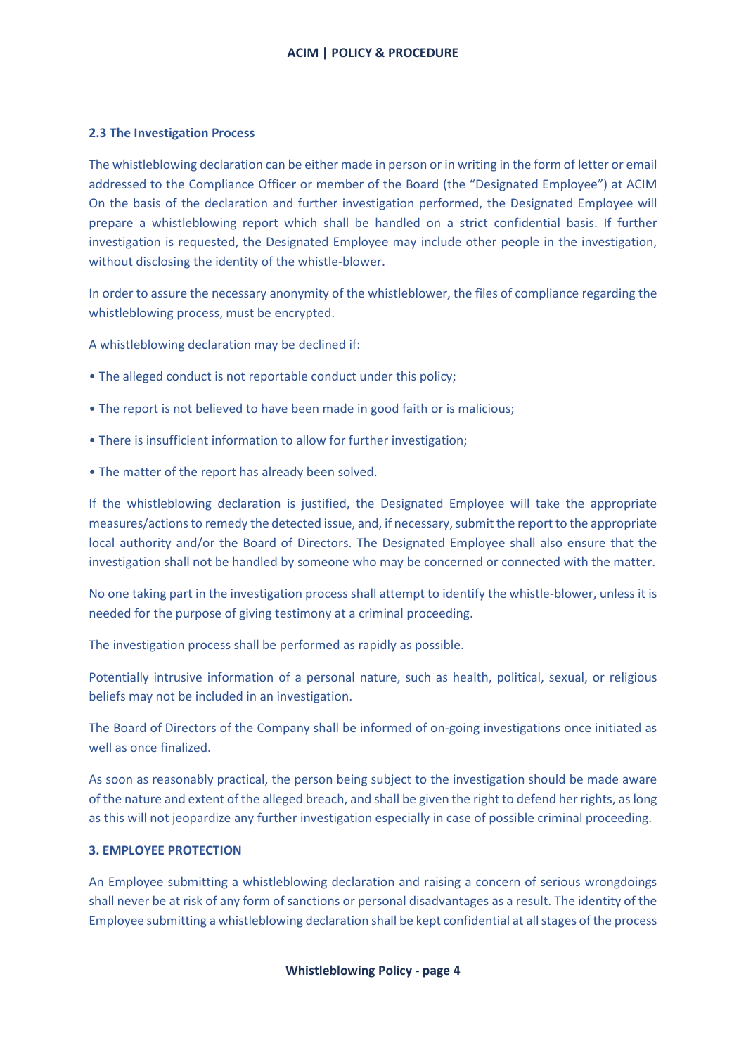### 2.3 The Investigation Process

The whistleblowing declaration can be either made in person or in writing in the form of letter or email addressed to the Compliance Officer or member of the Board (the "Designated Employee") at ACIM On the basis of the declaration and further investigation performed, the Designated Employee will prepare a whistleblowing report which shall be handled on a strict confidential basis. If further investigation is requested, the Designated Employee may include other people in the investigation, without disclosing the identity of the whistle-blower.

In order to assure the necessary anonymity of the whistleblower, the files of compliance regarding the whistleblowing process, must be encrypted.

A whistleblowing declaration may be declined if:

- The alleged conduct is not reportable conduct under this policy;
- The report is not believed to have been made in good faith or is malicious;
- There is insufficient information to allow for further investigation;
- The matter of the report has already been solved.

If the whistleblowing declaration is justified, the Designated Employee will take the appropriate measures/actions to remedy the detected issue, and, if necessary, submit the report to the appropriate local authority and/or the Board of Directors. The Designated Employee shall also ensure that the investigation shall not be handled by someone who may be concerned or connected with the matter.

No one taking part in the investigation process shall attempt to identify the whistle-blower, unless it is needed for the purpose of giving testimony at a criminal proceeding.

The investigation process shall be performed as rapidly as possible.

Potentially intrusive information of a personal nature, such as health, political, sexual, or religious beliefs may not be included in an investigation.

The Board of Directors of the Company shall be informed of on-going investigations once initiated as well as once finalized.

As soon as reasonably practical, the person being subject to the investigation should be made aware of the nature and extent of the alleged breach, and shall be given the right to defend her rights, as long as this will not jeopardize any further investigation especially in case of possible criminal proceeding.

### 3. EMPLOYEE PROTECTION

An Employee submitting a whistleblowing declaration and raising a concern of serious wrongdoings shall never be at risk of any form of sanctions or personal disadvantages as a result. The identity of the Employee submitting a whistleblowing declaration shall be kept confidential at all stages of the process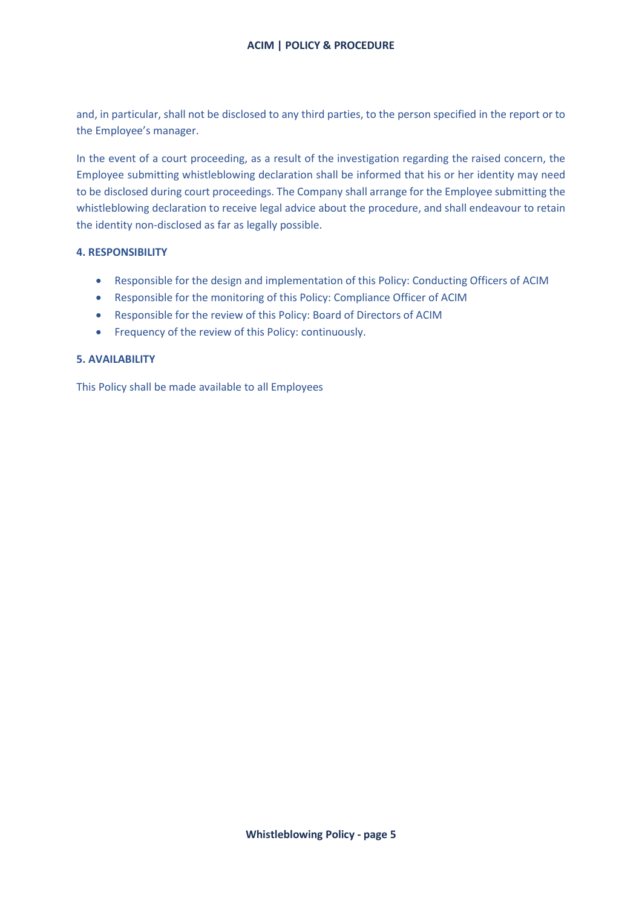and, in particular, shall not be disclosed to any third parties, to the person specified in the report or to the Employee's manager.

In the event of a court proceeding, as a result of the investigation regarding the raised concern, the Employee submitting whistleblowing declaration shall be informed that his or her identity may need to be disclosed during court proceedings. The Company shall arrange for the Employee submitting the whistleblowing declaration to receive legal advice about the procedure, and shall endeavour to retain the identity non-disclosed as far as legally possible.

## 4. RESPONSIBILITY

- Responsible for the design and implementation of this Policy: Conducting Officers of ACIM
- Responsible for the monitoring of this Policy: Compliance Officer of ACIM
- Responsible for the review of this Policy: Board of Directors of ACIM
- Frequency of the review of this Policy: continuously.

## 5. AVAILABILITY

This Policy shall be made available to all Employees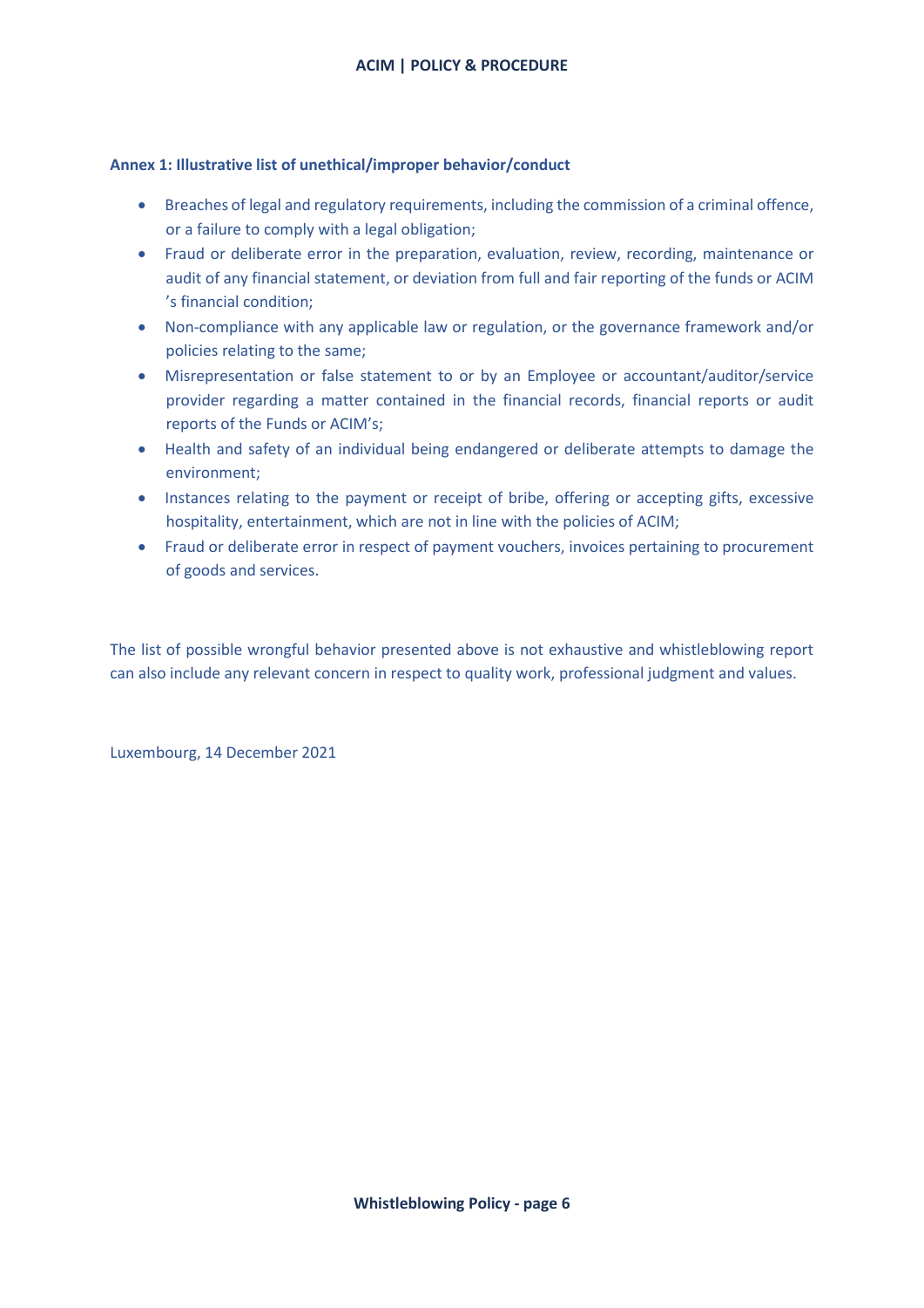**Annex 1: Illustrative list of unethical/improper behavior/conduct**

- Breaches of legal and regulatory requirements, including the commission of a criminal offence, or a failure to comply with a legal obligation;
- Fraud or deliberate error in the preparation, evaluation, review, recording, maintenance or audit of any financial statement, or deviation from full and fair reporting of the funds or ACIM 's financial condition;
- Non-compliance with any applicable law or regulation, or the governance framework and/or policies relating to the same;
- Misrepresentation or false statement to or by an Employee or accountant/auditor/service provider regarding a matter contained in the financial records, financial reports or audit reports of the Funds or ACIM's;
- Health and safety of an individual being endangered or deliberate attempts to damage the environment;
- Instances relating to the payment or receipt of bribe, offering or accepting gifts, excessive hospitality, entertainment, which are not in line with the policies of ACIM;
- Fraud or deliberate error in respect of payment vouchers, invoices pertaining to procurement of goods and services.

The list of possible wrongful behavior presented above is not exhaustive and whistleblowing report can also include any relevant concern in respect to quality work, professional judgment and values.

Luxembourg, 14 December 2021